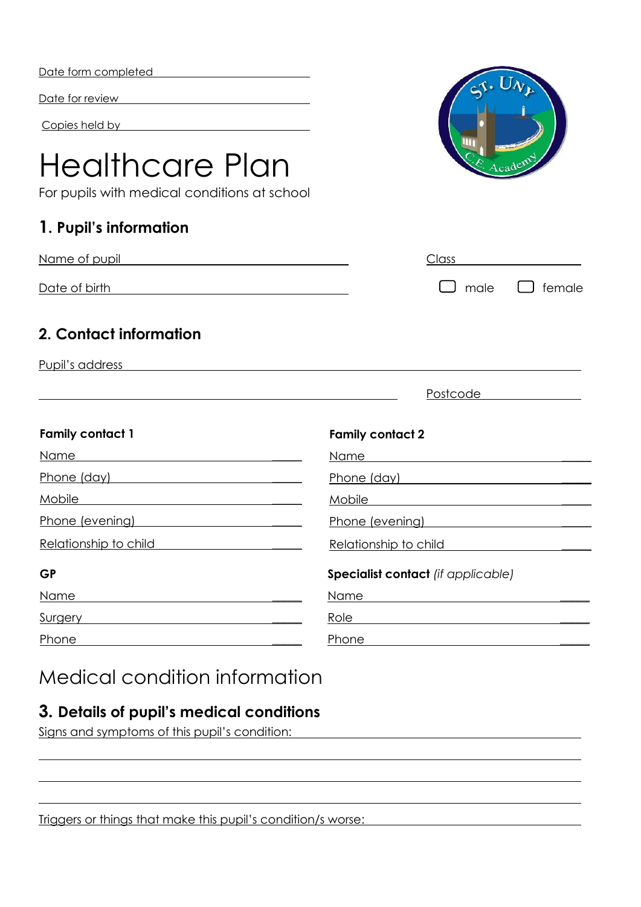Date form completed ______________________

Date for review ______________________

Copies held by ______________________

# Healthcare Plan

For pupils with medical conditions at school

## 1. Pupil's information

Name of pupil ______________________ Class ______________________

Date of birth ______________________ ☐ male ☐ female

## 2. Contact information

Pupil's address ______________________

______________________ Postcode ______________________

**Family contact 1**

Name ______________________

Phone (day) ______________________

Mobile ______________________

Phone (evening) ______________________

Relationship to child ______________________

**Family contact 2**

Name ______________________

Phone (day) ______________________

Mobile ______________________

Phone (evening) ______________________

Relationship to child ______________________

**GP**

Name ______________________

Surgery ______________________

Phone ______________________

**Specialist contact** *(if applicable)*

Name ______________________

Role ______________________

Phone ______________________

# Medical condition information

## 3. Details of pupil's medical conditions

Signs and symptoms of this pupil's condition: ______________________

______________________

______________________

______________________

Triggers or things that make this pupil's condition/s worse: ______________________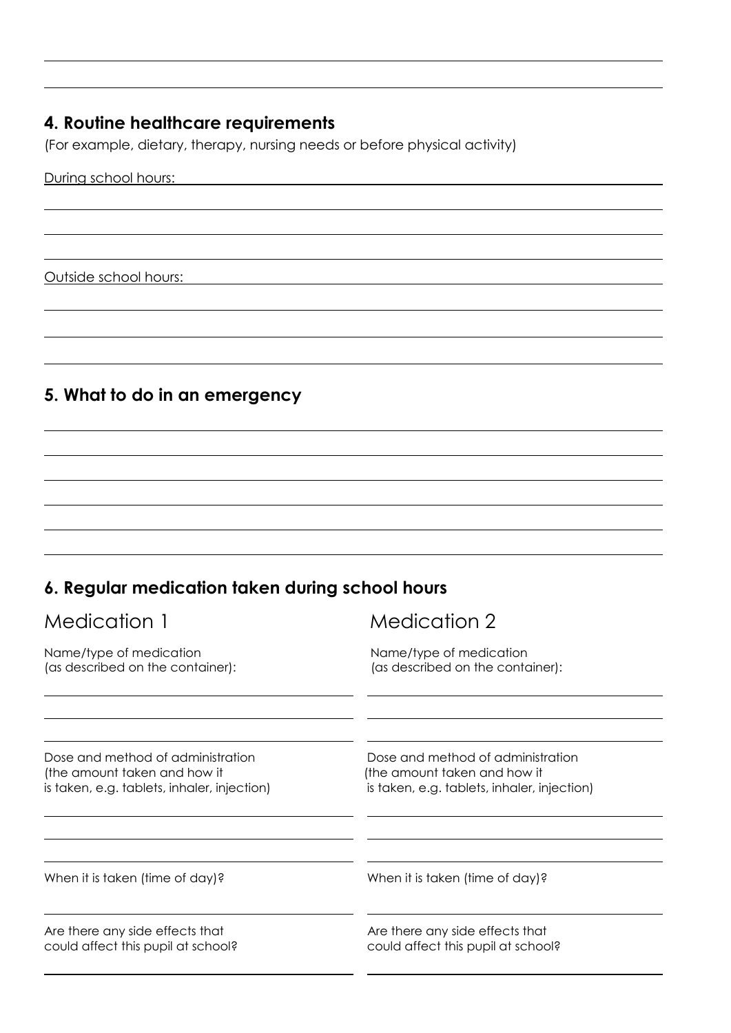## 4. Routine healthcare requirements

(For example, dietary, therapy, nursing needs or before physical activity)

During school hours:

Outside school hours:

## 5. What to do in an emergency

## 6. Regular medication taken during school hours

### Medication 1

Name/type of medication (as described on the container):

Dose and method of administration (the amount taken and how it is taken, e.g. tablets, inhaler, injection)

When it is taken (time of day)?

Are there any side effects that could affect this pupil at school?

### Medication 2

Name/type of medication (as described on the container):

Dose and method of administration (the amount taken and how it is taken, e.g. tablets, inhaler, injection)

When it is taken (time of day)?

Are there any side effects that could affect this pupil at school?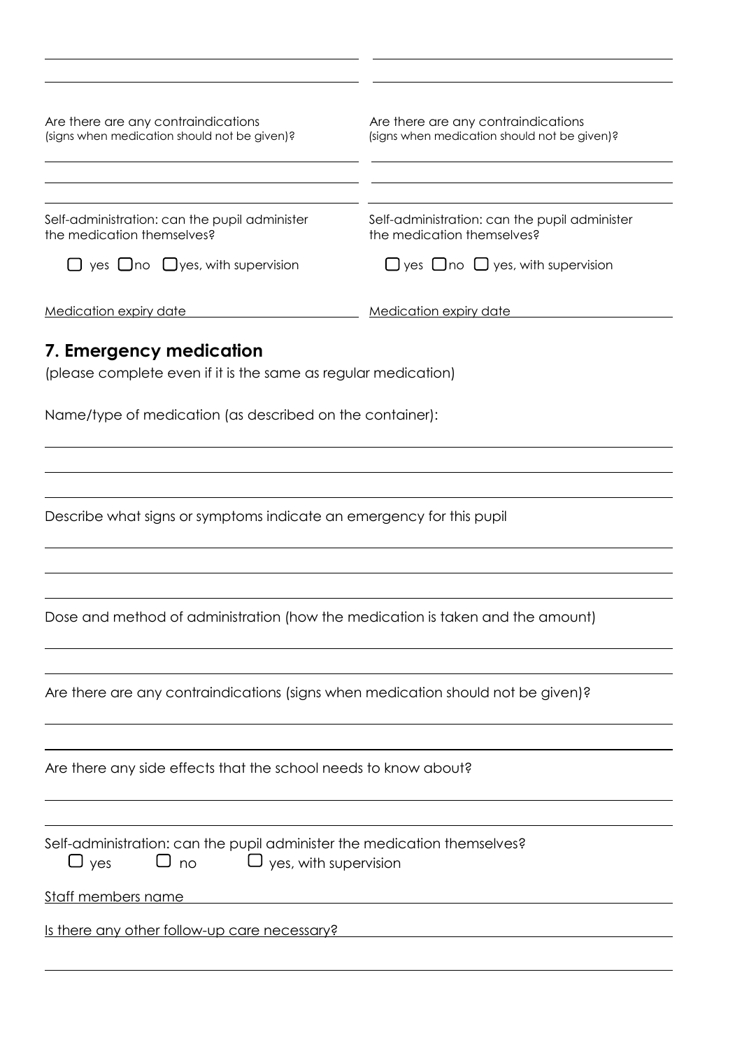| | |
|---|---|
| Are there are any contraindications (signs when medication should not be given)? | Are there are any contraindications (signs when medication should not be given)? |
| Self-administration: can the pupil administer the medication themselves? | Self-administration: can the pupil administer the medication themselves? |
| ☐ yes ☐ no ☐ yes, with supervision | ☐ yes ☐ no ☐ yes, with supervision |
| Medication expiry date | Medication expiry date |

## 7. Emergency medication

(please complete even if it is the same as regular medication)

Name/type of medication (as described on the container):

Describe what signs or symptoms indicate an emergency for this pupil

Dose and method of administration (how the medication is taken and the amount)

Are there are any contraindications (signs when medication should not be given)?

Are there any side effects that the school needs to know about?

Self-administration: can the pupil administer the medication themselves?

☐ yes ☐ no ☐ yes, with supervision

Staff members name

Is there any other follow-up care necessary?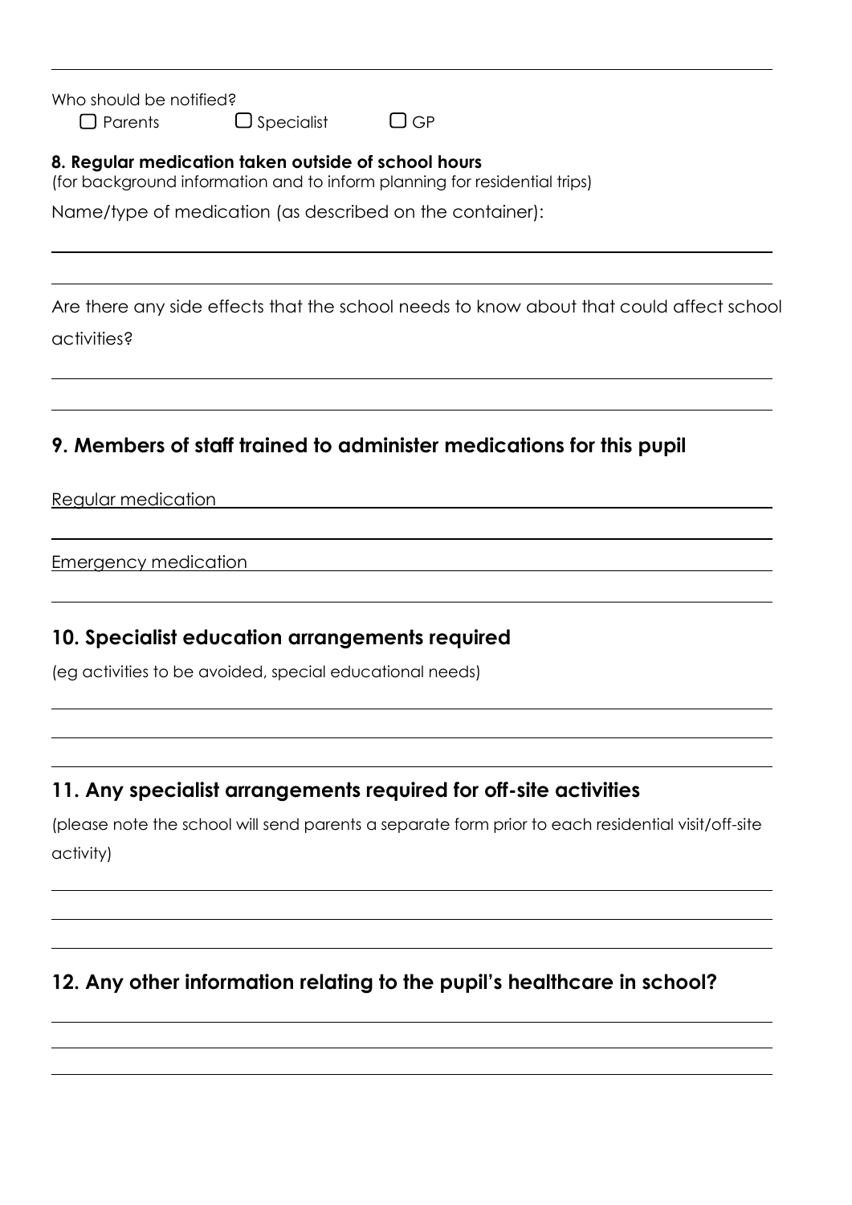Who should be notified?

☐ Parents ☐ Specialist ☐ GP

**8. Regular medication taken outside of school hours**

(for background information and to inform planning for residential trips)

Name/type of medication (as described on the container):

Are there any side effects that the school needs to know about that could affect school activities?

## 9. Members of staff trained to administer medications for this pupil

Regular medication

Emergency medication

## 10. Specialist education arrangements required

(eg activities to be avoided, special educational needs)

## 11. Any specialist arrangements required for off-site activities

(please note the school will send parents a separate form prior to each residential visit/off-site activity)

## 12. Any other information relating to the pupil's healthcare in school?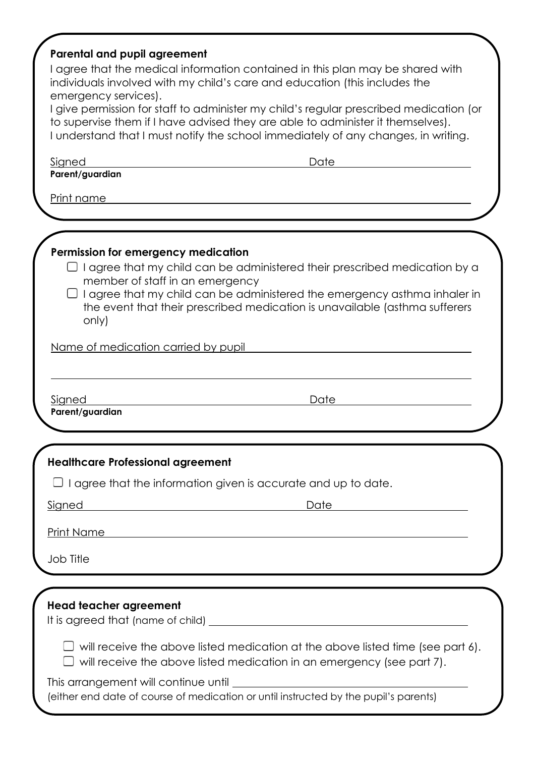**Parental and pupil agreement**

I agree that the medical information contained in this plan may be shared with individuals involved with my child's care and education (this includes the emergency services).

I give permission for staff to administer my child's regular prescribed medication (or to supervise them if I have advised they are able to administer it themselves).

I understand that I must notify the school immediately of any changes, in writing.

Signed \_\_\_\_\_\_\_\_\_\_\_\_\_\_\_\_\_\_\_\_\_\_\_\_\_\_\_\_\_\_ Date \_\_\_\_\_\_\_\_\_\_\_\_\_\_\_\_
**Parent/guardian**

Print name \_\_\_\_\_\_\_\_\_\_\_\_\_\_\_\_\_\_\_\_\_\_\_\_\_\_\_\_\_\_\_\_\_\_\_\_\_\_\_\_\_\_\_\_\_\_

**Permission for emergency medication**

- ☐ I agree that my child can be administered their prescribed medication by a member of staff in an emergency
- ☐ I agree that my child can be administered the emergency asthma inhaler in the event that their prescribed medication is unavailable (asthma sufferers only)

Name of medication carried by pupil \_\_\_\_\_\_\_\_\_\_\_\_\_\_\_\_\_\_\_\_\_\_\_\_\_\_\_\_\_\_\_\_

\_\_\_\_\_\_\_\_\_\_\_\_\_\_\_\_\_\_\_\_\_\_\_\_\_\_\_\_\_\_\_\_\_\_\_\_\_\_\_\_\_\_\_\_\_\_\_\_\_\_\_\_\_\_\_\_\_\_\_\_\_\_\_\_

Signed \_\_\_\_\_\_\_\_\_\_\_\_\_\_\_\_\_\_\_\_\_\_\_\_\_\_\_\_\_\_ Date \_\_\_\_\_\_\_\_\_\_\_\_\_\_\_\_
**Parent/guardian**

**Healthcare Professional agreement**

☐ I agree that the information given is accurate and up to date.

Signed \_\_\_\_\_\_\_\_\_\_\_\_\_\_\_\_\_\_\_\_\_\_\_\_\_\_\_\_\_\_ Date \_\_\_\_\_\_\_\_\_\_\_\_\_\_\_\_

Print Name \_\_\_\_\_\_\_\_\_\_\_\_\_\_\_\_\_\_\_\_\_\_\_\_\_\_\_\_\_\_\_\_\_\_\_\_\_\_\_\_\_\_\_\_\_\_

Job Title

**Head teacher agreement**

It is agreed that (name of child) \_\_\_\_\_\_\_\_\_\_\_\_\_\_\_\_\_\_\_\_\_\_\_\_\_\_\_\_\_\_\_\_

- ☐ will receive the above listed medication at the above listed time (see part 6).
- ☐ will receive the above listed medication in an emergency (see part 7).

This arrangement will continue until \_\_\_\_\_\_\_\_\_\_\_\_\_\_\_\_\_\_\_\_\_\_\_\_\_\_\_\_\_\_
(either end date of course of medication or until instructed by the pupil's parents)